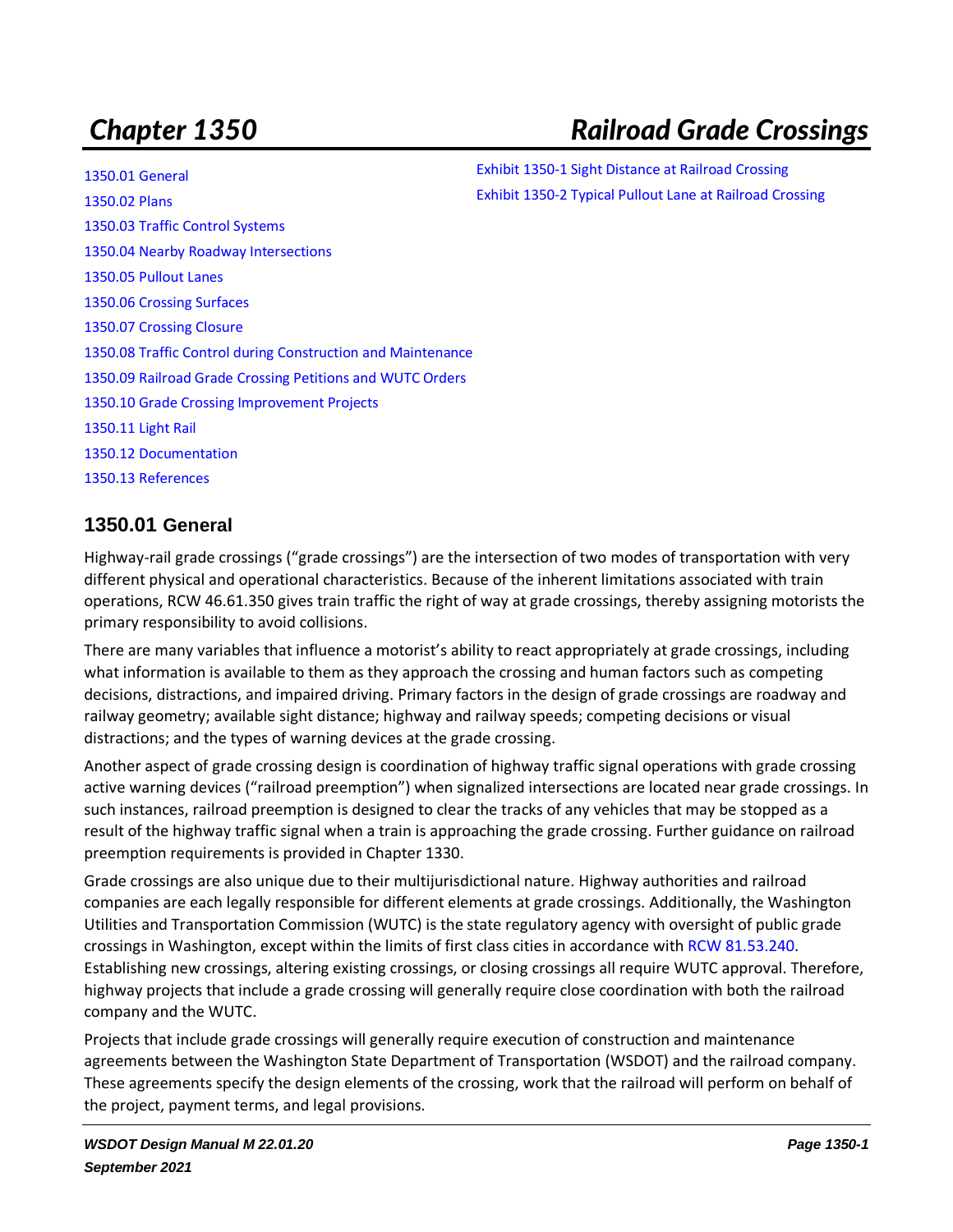# Chapter 1350 Railroad Grade Crossings

1350.01 General
1350.02 Plans
1350.03 Traffic Control Systems
1350.04 Nearby Roadway Intersections
1350.05 Pullout Lanes
1350.06 Crossing Surfaces
1350.07 Crossing Closure
1350.08 Traffic Control during Construction and Maintenance
1350.09 Railroad Grade Crossing Petitions and WUTC Orders
1350.10 Grade Crossing Improvement Projects
1350.11 Light Rail
1350.12 Documentation
1350.13 References

Exhibit 1350-1 Sight Distance at Railroad Crossing
Exhibit 1350-2 Typical Pullout Lane at Railroad Crossing

## 1350.01 General

Highway-rail grade crossings ("grade crossings") are the intersection of two modes of transportation with very different physical and operational characteristics. Because of the inherent limitations associated with train operations, RCW 46.61.350 gives train traffic the right of way at grade crossings, thereby assigning motorists the primary responsibility to avoid collisions.

There are many variables that influence a motorist's ability to react appropriately at grade crossings, including what information is available to them as they approach the crossing and human factors such as competing decisions, distractions, and impaired driving. Primary factors in the design of grade crossings are roadway and railway geometry; available sight distance; highway and railway speeds; competing decisions or visual distractions; and the types of warning devices at the grade crossing.

Another aspect of grade crossing design is coordination of highway traffic signal operations with grade crossing active warning devices ("railroad preemption") when signalized intersections are located near grade crossings. In such instances, railroad preemption is designed to clear the tracks of any vehicles that may be stopped as a result of the highway traffic signal when a train is approaching the grade crossing. Further guidance on railroad preemption requirements is provided in Chapter 1330.

Grade crossings are also unique due to their multijurisdictional nature. Highway authorities and railroad companies are each legally responsible for different elements at grade crossings. Additionally, the Washington Utilities and Transportation Commission (WUTC) is the state regulatory agency with oversight of public grade crossings in Washington, except within the limits of first class cities in accordance with RCW 81.53.240. Establishing new crossings, altering existing crossings, or closing crossings all require WUTC approval. Therefore, highway projects that include a grade crossing will generally require close coordination with both the railroad company and the WUTC.

Projects that include grade crossings will generally require execution of construction and maintenance agreements between the Washington State Department of Transportation (WSDOT) and the railroad company. These agreements specify the design elements of the crossing, work that the railroad will perform on behalf of the project, payment terms, and legal provisions.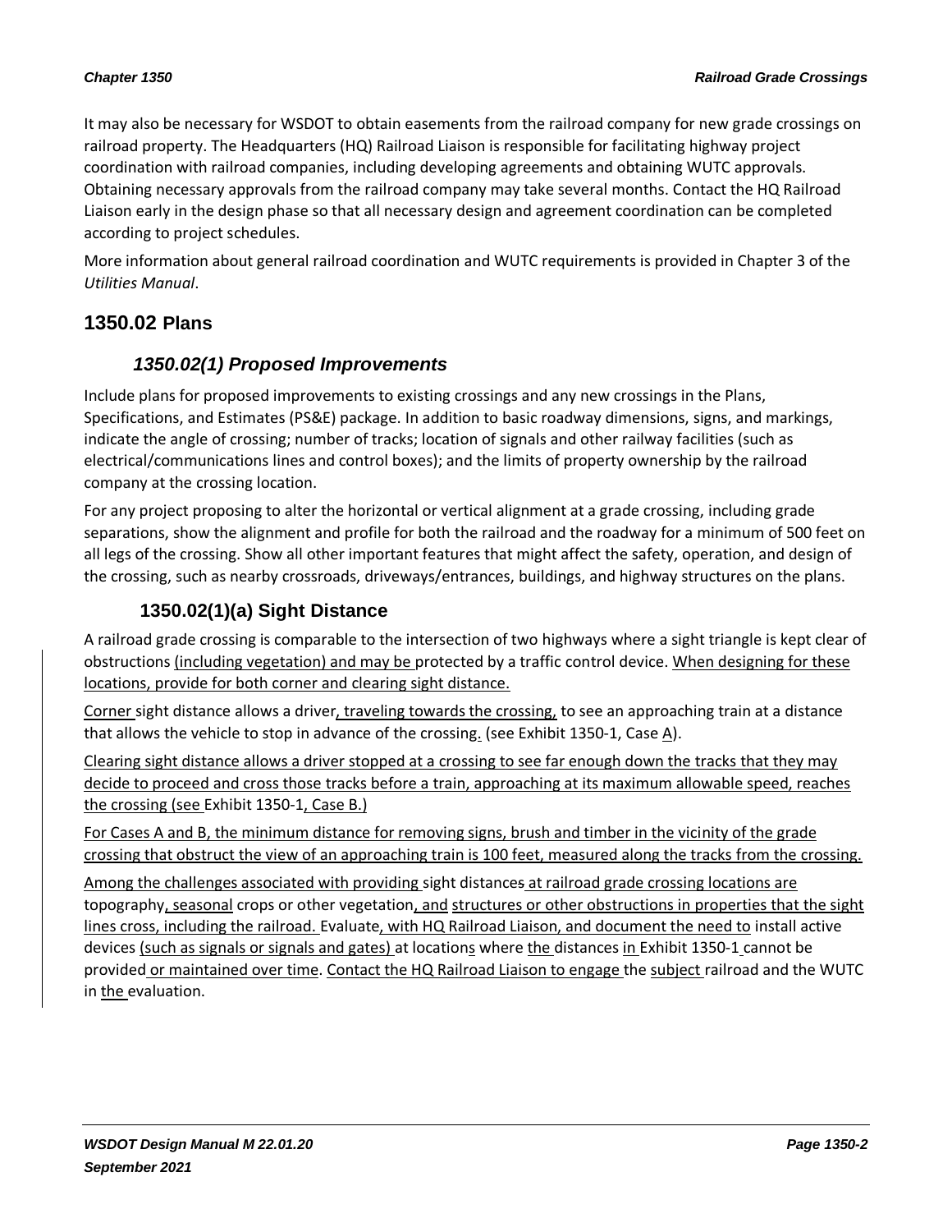It may also be necessary for WSDOT to obtain easements from the railroad company for new grade crossings on railroad property. The Headquarters (HQ) Railroad Liaison is responsible for facilitating highway project coordination with railroad companies, including developing agreements and obtaining WUTC approvals. Obtaining necessary approvals from the railroad company may take several months. Contact the HQ Railroad Liaison early in the design phase so that all necessary design and agreement coordination can be completed according to project schedules.

More information about general railroad coordination and WUTC requirements is provided in Chapter 3 of the *Utilities Manual*.

## 1350.02 Plans

### 1350.02(1) Proposed Improvements

Include plans for proposed improvements to existing crossings and any new crossings in the Plans, Specifications, and Estimates (PS&E) package. In addition to basic roadway dimensions, signs, and markings, indicate the angle of crossing; number of tracks; location of signals and other railway facilities (such as electrical/communications lines and control boxes); and the limits of property ownership by the railroad company at the crossing location.

For any project proposing to alter the horizontal or vertical alignment at a grade crossing, including grade separations, show the alignment and profile for both the railroad and the roadway for a minimum of 500 feet on all legs of the crossing. Show all other important features that might affect the safety, operation, and design of the crossing, such as nearby crossroads, driveways/entrances, buildings, and highway structures on the plans.

#### 1350.02(1)(a) Sight Distance

A railroad grade crossing is comparable to the intersection of two highways where a sight triangle is kept clear of obstructions (including vegetation) and may be protected by a traffic control device. When designing for these locations, provide for both corner and clearing sight distance.

Corner sight distance allows a driver, traveling towards the crossing, to see an approaching train at a distance that allows the vehicle to stop in advance of the crossing. (see Exhibit 1350-1, Case A).

Clearing sight distance allows a driver stopped at a crossing to see far enough down the tracks that they may decide to proceed and cross those tracks before a train, approaching at its maximum allowable speed, reaches the crossing (see Exhibit 1350-1, Case B.)

For Cases A and B, the minimum distance for removing signs, brush and timber in the vicinity of the grade crossing that obstruct the view of an approaching train is 100 feet, measured along the tracks from the crossing.

Among the challenges associated with providing sight distances at railroad grade crossing locations are topography, seasonal crops or other vegetation, and structures or other obstructions in properties that the sight lines cross, including the railroad. Evaluate, with HQ Railroad Liaison, and document the need to install active devices (such as signals or signals and gates) at locations where the distances in Exhibit 1350-1 cannot be provided or maintained over time. Contact the HQ Railroad Liaison to engage the subject railroad and the WUTC in the evaluation.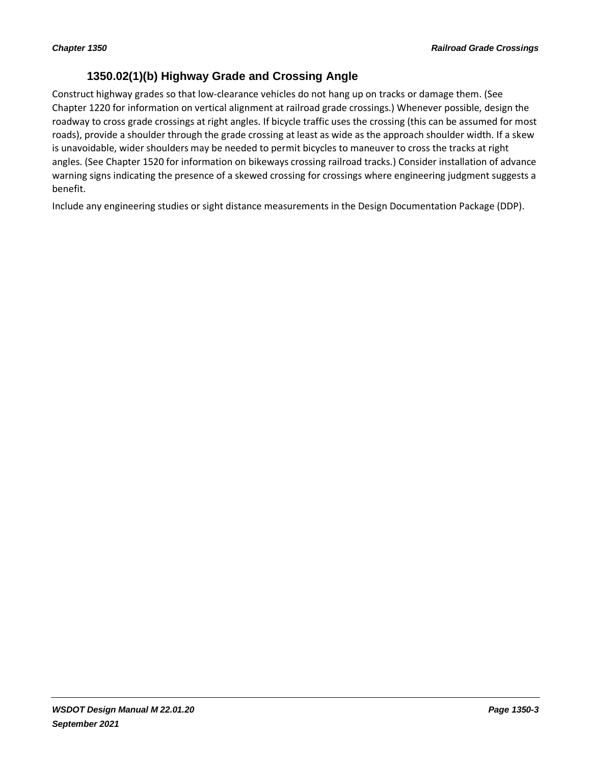### 1350.02(1)(b) Highway Grade and Crossing Angle

Construct highway grades so that low-clearance vehicles do not hang up on tracks or damage them. (See Chapter 1220 for information on vertical alignment at railroad grade crossings.) Whenever possible, design the roadway to cross grade crossings at right angles. If bicycle traffic uses the crossing (this can be assumed for most roads), provide a shoulder through the grade crossing at least as wide as the approach shoulder width. If a skew is unavoidable, wider shoulders may be needed to permit bicycles to maneuver to cross the tracks at right angles. (See Chapter 1520 for information on bikeways crossing railroad tracks.) Consider installation of advance warning signs indicating the presence of a skewed crossing for crossings where engineering judgment suggests a benefit.

Include any engineering studies or sight distance measurements in the Design Documentation Package (DDP).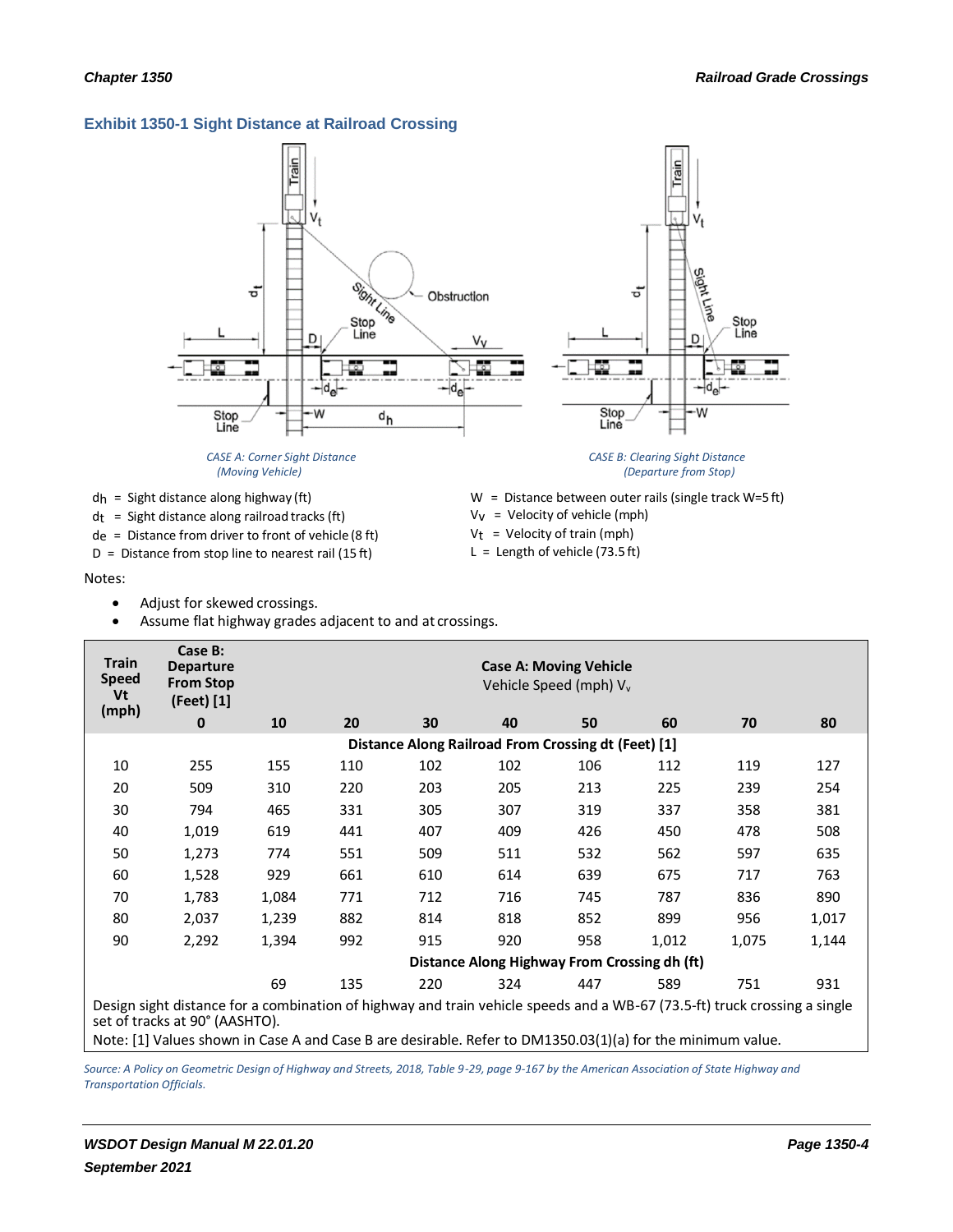### Exhibit 1350-1 Sight Distance at Railroad Crossing

*CASE A: Corner Sight Distance (Moving Vehicle)*

*CASE B: Clearing Sight Distance (Departure from Stop)*

$d_h$ = Sight distance along highway (ft)
$d_t$ = Sight distance along railroad tracks (ft)
$d_e$ = Distance from driver to front of vehicle (8 ft)
D = Distance from stop line to nearest rail (15 ft)
W = Distance between outer rails (single track W=5 ft)
$V_v$ = Velocity of vehicle (mph)
$V_t$ = Velocity of train (mph)
L = Length of vehicle (73.5 ft)

Notes:

- Adjust for skewed crossings.
- Assume flat highway grades adjacent to and at crossings.

| Train Speed Vt (mph) | Case B: Departure From Stop (Feet) [1] | Case A: Moving Vehicle Vehicle Speed (mph) $V_v$ | | | | | | | |
|---|---|---|---|---|---|---|---|---|---|
| | 0 | 10 | 20 | 30 | 40 | 50 | 60 | 70 | 80 |
| | **Distance Along Railroad From Crossing dt (Feet) [1]** | | | | | | | | |
| 10 | 255 | 155 | 110 | 102 | 102 | 106 | 112 | 119 | 127 |
| 20 | 509 | 310 | 220 | 203 | 205 | 213 | 225 | 239 | 254 |
| 30 | 794 | 465 | 331 | 305 | 307 | 319 | 337 | 358 | 381 |
| 40 | 1,019 | 619 | 441 | 407 | 409 | 426 | 450 | 478 | 508 |
| 50 | 1,273 | 774 | 551 | 509 | 511 | 532 | 562 | 597 | 635 |
| 60 | 1,528 | 929 | 661 | 610 | 614 | 639 | 675 | 717 | 763 |
| 70 | 1,783 | 1,084 | 771 | 712 | 716 | 745 | 787 | 836 | 890 |
| 80 | 2,037 | 1,239 | 882 | 814 | 818 | 852 | 899 | 956 | 1,017 |
| 90 | 2,292 | 1,394 | 992 | 915 | 920 | 958 | 1,012 | 1,075 | 1,144 |
| | **Distance Along Highway From Crossing dh (ft)** | | | | | | | | |
| | | 69 | 135 | 220 | 324 | 447 | 589 | 751 | 931 |

Design sight distance for a combination of highway and train vehicle speeds and a WB-67 (73.5-ft) truck crossing a single set of tracks at 90° (AASHTO).

Note: [1] Values shown in Case A and Case B are desirable. Refer to DM1350.03(1)(a) for the minimum value.

*Source: A Policy on Geometric Design of Highway and Streets, 2018, Table 9-29, page 9-167 by the American Association of State Highway and Transportation Officials.*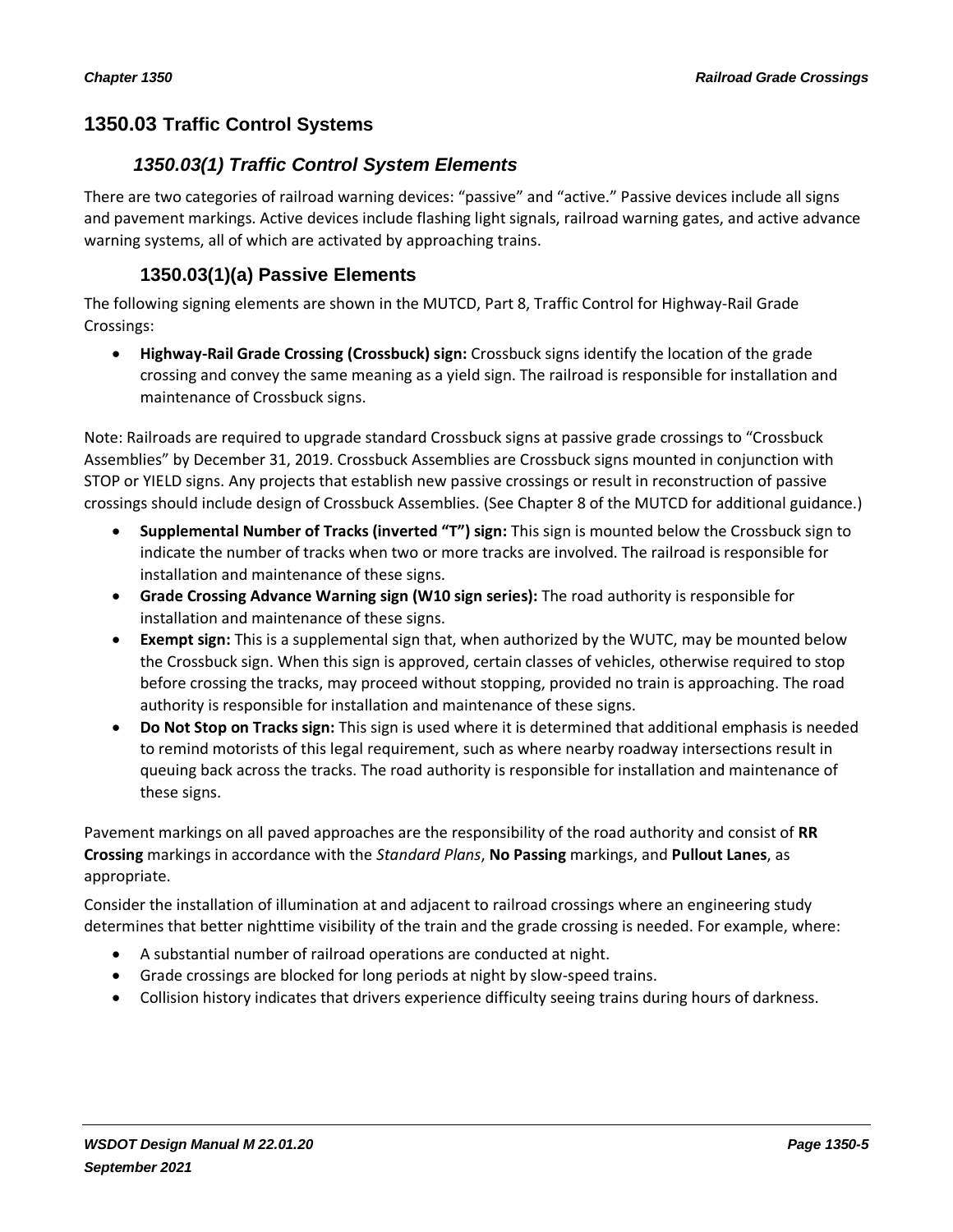## 1350.03 Traffic Control Systems

### 1350.03(1) Traffic Control System Elements

There are two categories of railroad warning devices: "passive" and "active." Passive devices include all signs and pavement markings. Active devices include flashing light signals, railroad warning gates, and active advance warning systems, all of which are activated by approaching trains.

#### 1350.03(1)(a) Passive Elements

The following signing elements are shown in the MUTCD, Part 8, Traffic Control for Highway-Rail Grade Crossings:

- **Highway-Rail Grade Crossing (Crossbuck) sign:** Crossbuck signs identify the location of the grade crossing and convey the same meaning as a yield sign. The railroad is responsible for installation and maintenance of Crossbuck signs.

Note: Railroads are required to upgrade standard Crossbuck signs at passive grade crossings to "Crossbuck Assemblies" by December 31, 2019. Crossbuck Assemblies are Crossbuck signs mounted in conjunction with STOP or YIELD signs. Any projects that establish new passive crossings or result in reconstruction of passive crossings should include design of Crossbuck Assemblies. (See Chapter 8 of the MUTCD for additional guidance.)

- **Supplemental Number of Tracks (inverted "T") sign:** This sign is mounted below the Crossbuck sign to indicate the number of tracks when two or more tracks are involved. The railroad is responsible for installation and maintenance of these signs.
- **Grade Crossing Advance Warning sign (W10 sign series):** The road authority is responsible for installation and maintenance of these signs.
- **Exempt sign:** This is a supplemental sign that, when authorized by the WUTC, may be mounted below the Crossbuck sign. When this sign is approved, certain classes of vehicles, otherwise required to stop before crossing the tracks, may proceed without stopping, provided no train is approaching. The road authority is responsible for installation and maintenance of these signs.
- **Do Not Stop on Tracks sign:** This sign is used where it is determined that additional emphasis is needed to remind motorists of this legal requirement, such as where nearby roadway intersections result in queuing back across the tracks. The road authority is responsible for installation and maintenance of these signs.

Pavement markings on all paved approaches are the responsibility of the road authority and consist of **RR Crossing** markings in accordance with the *Standard Plans*, **No Passing** markings, and **Pullout Lanes**, as appropriate.

Consider the installation of illumination at and adjacent to railroad crossings where an engineering study determines that better nighttime visibility of the train and the grade crossing is needed. For example, where:

- A substantial number of railroad operations are conducted at night.
- Grade crossings are blocked for long periods at night by slow-speed trains.
- Collision history indicates that drivers experience difficulty seeing trains during hours of darkness.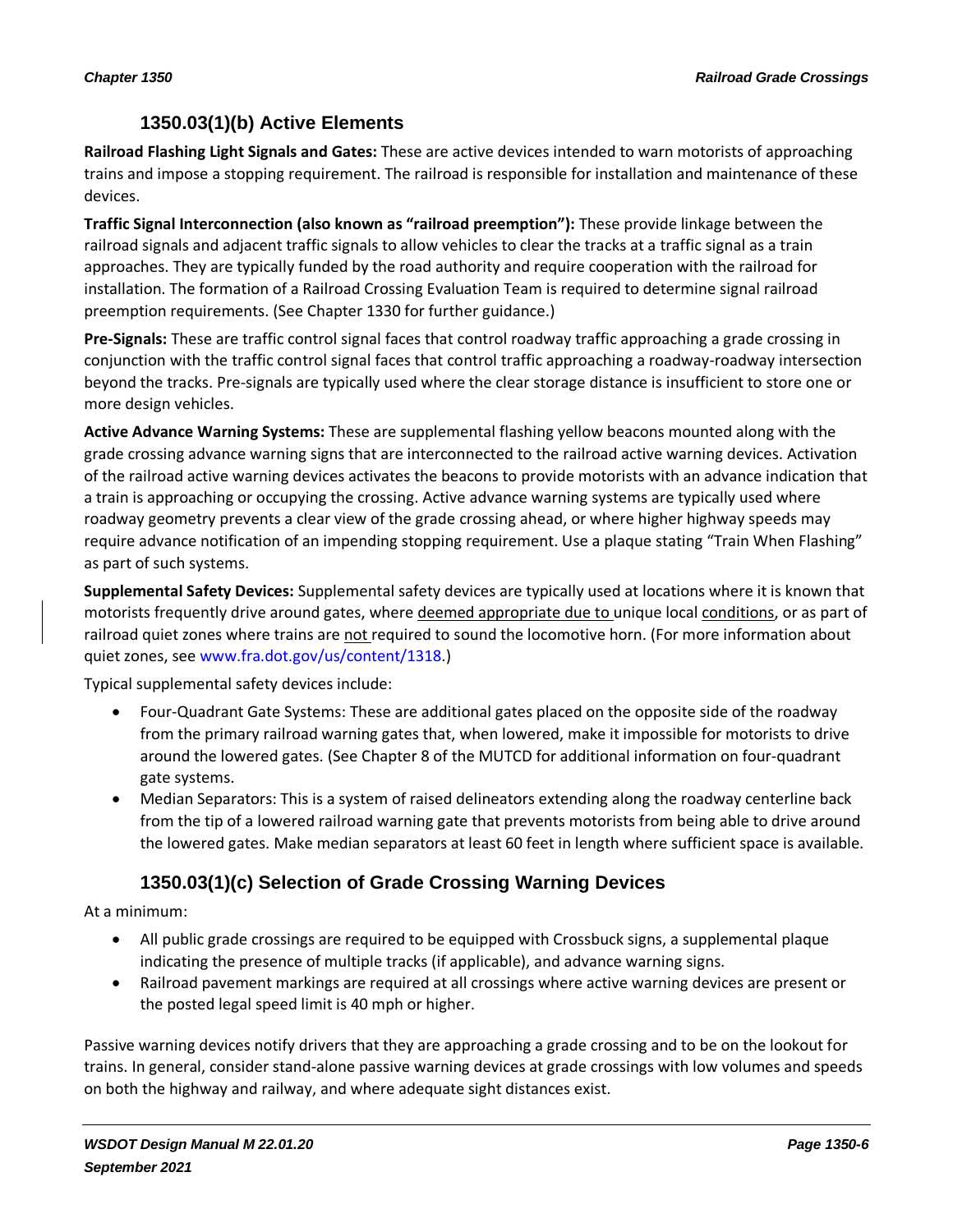### 1350.03(1)(b) Active Elements

**Railroad Flashing Light Signals and Gates:** These are active devices intended to warn motorists of approaching trains and impose a stopping requirement. The railroad is responsible for installation and maintenance of these devices.

**Traffic Signal Interconnection (also known as "railroad preemption"):** These provide linkage between the railroad signals and adjacent traffic signals to allow vehicles to clear the tracks at a traffic signal as a train approaches. They are typically funded by the road authority and require cooperation with the railroad for installation. The formation of a Railroad Crossing Evaluation Team is required to determine signal railroad preemption requirements. (See Chapter 1330 for further guidance.)

**Pre-Signals:** These are traffic control signal faces that control roadway traffic approaching a grade crossing in conjunction with the traffic control signal faces that control traffic approaching a roadway-roadway intersection beyond the tracks. Pre-signals are typically used where the clear storage distance is insufficient to store one or more design vehicles.

**Active Advance Warning Systems:** These are supplemental flashing yellow beacons mounted along with the grade crossing advance warning signs that are interconnected to the railroad active warning devices. Activation of the railroad active warning devices activates the beacons to provide motorists with an advance indication that a train is approaching or occupying the crossing. Active advance warning systems are typically used where roadway geometry prevents a clear view of the grade crossing ahead, or where higher highway speeds may require advance notification of an impending stopping requirement. Use a plaque stating "Train When Flashing" as part of such systems.

**Supplemental Safety Devices:** Supplemental safety devices are typically used at locations where it is known that motorists frequently drive around gates, where deemed appropriate due to unique local conditions, or as part of railroad quiet zones where trains are not required to sound the locomotive horn. (For more information about quiet zones, see www.fra.dot.gov/us/content/1318.)

Typical supplemental safety devices include:

- Four-Quadrant Gate Systems: These are additional gates placed on the opposite side of the roadway from the primary railroad warning gates that, when lowered, make it impossible for motorists to drive around the lowered gates. (See Chapter 8 of the MUTCD for additional information on four-quadrant gate systems.
- Median Separators: This is a system of raised delineators extending along the roadway centerline back from the tip of a lowered railroad warning gate that prevents motorists from being able to drive around the lowered gates. Make median separators at least 60 feet in length where sufficient space is available.

### 1350.03(1)(c) Selection of Grade Crossing Warning Devices

At a minimum:

- All public grade crossings are required to be equipped with Crossbuck signs, a supplemental plaque indicating the presence of multiple tracks (if applicable), and advance warning signs.
- Railroad pavement markings are required at all crossings where active warning devices are present or the posted legal speed limit is 40 mph or higher.

Passive warning devices notify drivers that they are approaching a grade crossing and to be on the lookout for trains. In general, consider stand-alone passive warning devices at grade crossings with low volumes and speeds on both the highway and railway, and where adequate sight distances exist.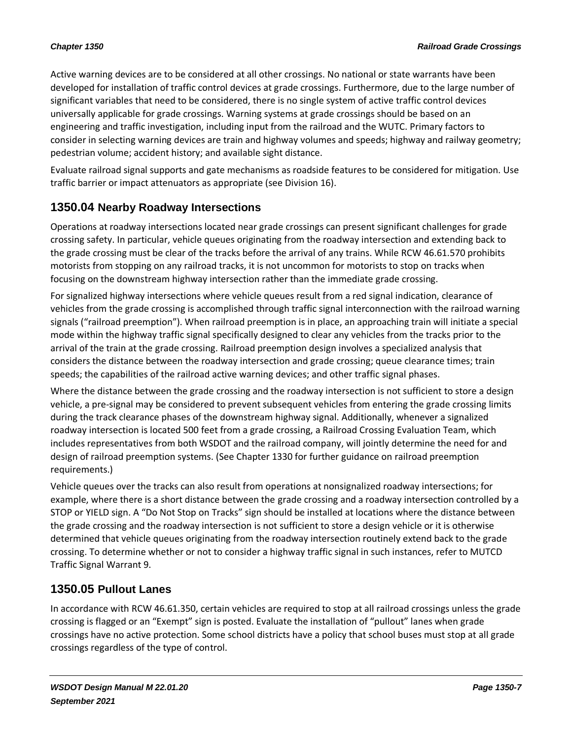Active warning devices are to be considered at all other crossings. No national or state warrants have been developed for installation of traffic control devices at grade crossings. Furthermore, due to the large number of significant variables that need to be considered, there is no single system of active traffic control devices universally applicable for grade crossings. Warning systems at grade crossings should be based on an engineering and traffic investigation, including input from the railroad and the WUTC. Primary factors to consider in selecting warning devices are train and highway volumes and speeds; highway and railway geometry; pedestrian volume; accident history; and available sight distance.

Evaluate railroad signal supports and gate mechanisms as roadside features to be considered for mitigation. Use traffic barrier or impact attenuators as appropriate (see Division 16).

## 1350.04 Nearby Roadway Intersections

Operations at roadway intersections located near grade crossings can present significant challenges for grade crossing safety. In particular, vehicle queues originating from the roadway intersection and extending back to the grade crossing must be clear of the tracks before the arrival of any trains. While RCW 46.61.570 prohibits motorists from stopping on any railroad tracks, it is not uncommon for motorists to stop on tracks when focusing on the downstream highway intersection rather than the immediate grade crossing.

For signalized highway intersections where vehicle queues result from a red signal indication, clearance of vehicles from the grade crossing is accomplished through traffic signal interconnection with the railroad warning signals ("railroad preemption"). When railroad preemption is in place, an approaching train will initiate a special mode within the highway traffic signal specifically designed to clear any vehicles from the tracks prior to the arrival of the train at the grade crossing. Railroad preemption design involves a specialized analysis that considers the distance between the roadway intersection and grade crossing; queue clearance times; train speeds; the capabilities of the railroad active warning devices; and other traffic signal phases.

Where the distance between the grade crossing and the roadway intersection is not sufficient to store a design vehicle, a pre-signal may be considered to prevent subsequent vehicles from entering the grade crossing limits during the track clearance phases of the downstream highway signal. Additionally, whenever a signalized roadway intersection is located 500 feet from a grade crossing, a Railroad Crossing Evaluation Team, which includes representatives from both WSDOT and the railroad company, will jointly determine the need for and design of railroad preemption systems. (See Chapter 1330 for further guidance on railroad preemption requirements.)

Vehicle queues over the tracks can also result from operations at nonsignalized roadway intersections; for example, where there is a short distance between the grade crossing and a roadway intersection controlled by a STOP or YIELD sign. A "Do Not Stop on Tracks" sign should be installed at locations where the distance between the grade crossing and the roadway intersection is not sufficient to store a design vehicle or it is otherwise determined that vehicle queues originating from the roadway intersection routinely extend back to the grade crossing. To determine whether or not to consider a highway traffic signal in such instances, refer to MUTCD Traffic Signal Warrant 9.

## 1350.05 Pullout Lanes

In accordance with RCW 46.61.350, certain vehicles are required to stop at all railroad crossings unless the grade crossing is flagged or an "Exempt" sign is posted. Evaluate the installation of "pullout" lanes when grade crossings have no active protection. Some school districts have a policy that school buses must stop at all grade crossings regardless of the type of control.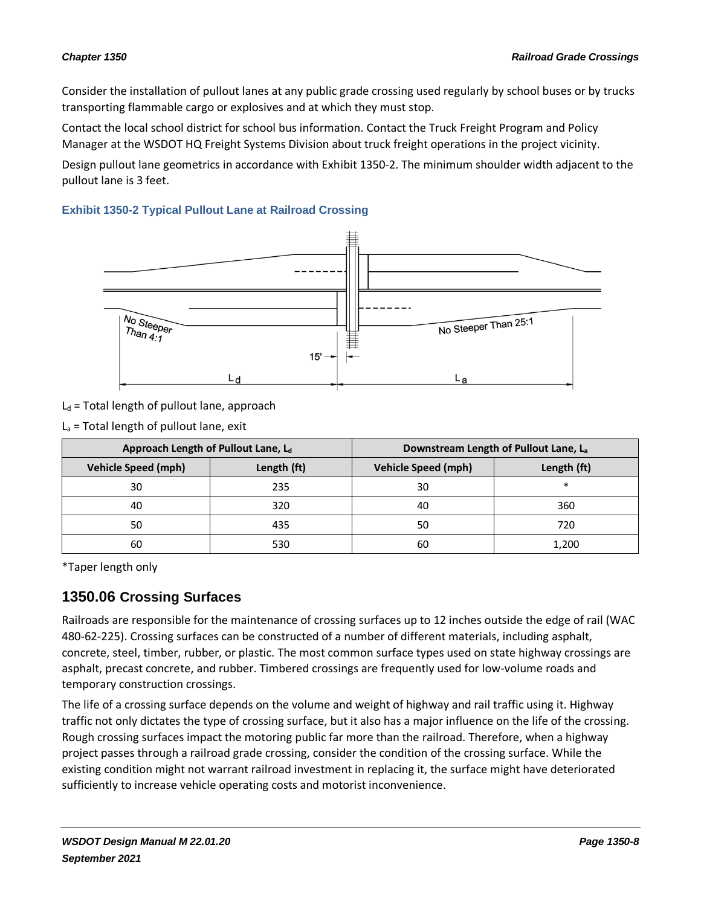Consider the installation of pullout lanes at any public grade crossing used regularly by school buses or by trucks transporting flammable cargo or explosives and at which they must stop.

Contact the local school district for school bus information. Contact the Truck Freight Program and Policy Manager at the WSDOT HQ Freight Systems Division about truck freight operations in the project vicinity.

Design pullout lane geometrics in accordance with Exhibit 1350-2. The minimum shoulder width adjacent to the pullout lane is 3 feet.

#### Exhibit 1350-2 Typical Pullout Lane at Railroad Crossing

$L_d$ = Total length of pullout lane, approach

$L_a$ = Total length of pullout lane, exit

| Approach Length of Pullout Lane, $L_d$ | | Downstream Length of Pullout Lane, $L_a$ | |
|---|---|---|---|
| Vehicle Speed (mph) | Length (ft) | Vehicle Speed (mph) | Length (ft) |
| 30 | 235 | 30 | * |
| 40 | 320 | 40 | 360 |
| 50 | 435 | 50 | 720 |
| 60 | 530 | 60 | 1,200 |

*Taper length only

## 1350.06 Crossing Surfaces

Railroads are responsible for the maintenance of crossing surfaces up to 12 inches outside the edge of rail (WAC 480-62-225). Crossing surfaces can be constructed of a number of different materials, including asphalt, concrete, steel, timber, rubber, or plastic. The most common surface types used on state highway crossings are asphalt, precast concrete, and rubber. Timbered crossings are frequently used for low-volume roads and temporary construction crossings.

The life of a crossing surface depends on the volume and weight of highway and rail traffic using it. Highway traffic not only dictates the type of crossing surface, but it also has a major influence on the life of the crossing. Rough crossing surfaces impact the motoring public far more than the railroad. Therefore, when a highway project passes through a railroad grade crossing, consider the condition of the crossing surface. While the existing condition might not warrant railroad investment in replacing it, the surface might have deteriorated sufficiently to increase vehicle operating costs and motorist inconvenience.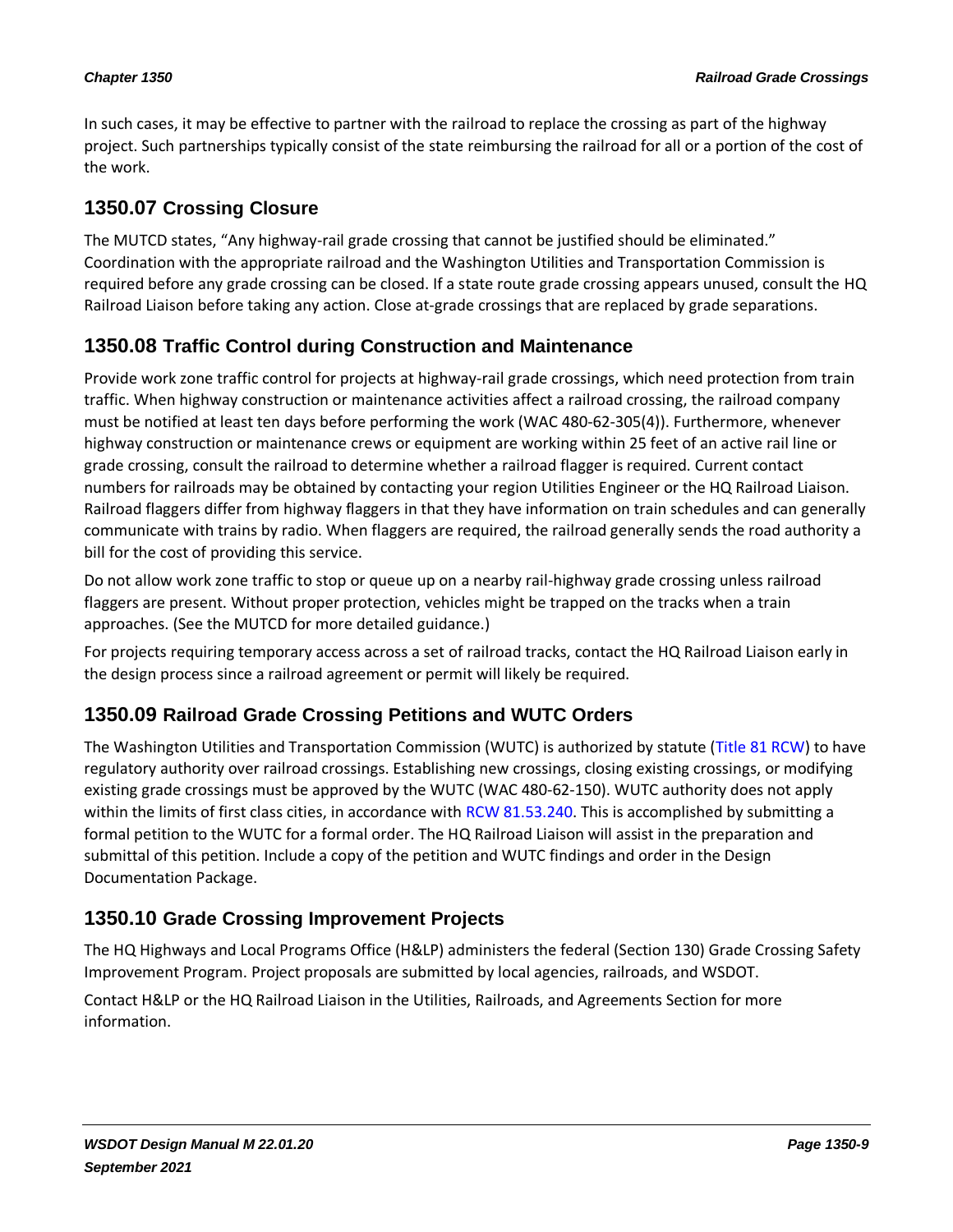In such cases, it may be effective to partner with the railroad to replace the crossing as part of the highway project. Such partnerships typically consist of the state reimbursing the railroad for all or a portion of the cost of the work.

## 1350.07 Crossing Closure

The MUTCD states, "Any highway-rail grade crossing that cannot be justified should be eliminated." Coordination with the appropriate railroad and the Washington Utilities and Transportation Commission is required before any grade crossing can be closed. If a state route grade crossing appears unused, consult the HQ Railroad Liaison before taking any action. Close at-grade crossings that are replaced by grade separations.

## 1350.08 Traffic Control during Construction and Maintenance

Provide work zone traffic control for projects at highway-rail grade crossings, which need protection from train traffic. When highway construction or maintenance activities affect a railroad crossing, the railroad company must be notified at least ten days before performing the work (WAC 480-62-305(4)). Furthermore, whenever highway construction or maintenance crews or equipment are working within 25 feet of an active rail line or grade crossing, consult the railroad to determine whether a railroad flagger is required. Current contact numbers for railroads may be obtained by contacting your region Utilities Engineer or the HQ Railroad Liaison. Railroad flaggers differ from highway flaggers in that they have information on train schedules and can generally communicate with trains by radio. When flaggers are required, the railroad generally sends the road authority a bill for the cost of providing this service.

Do not allow work zone traffic to stop or queue up on a nearby rail-highway grade crossing unless railroad flaggers are present. Without proper protection, vehicles might be trapped on the tracks when a train approaches. (See the MUTCD for more detailed guidance.)

For projects requiring temporary access across a set of railroad tracks, contact the HQ Railroad Liaison early in the design process since a railroad agreement or permit will likely be required.

## 1350.09 Railroad Grade Crossing Petitions and WUTC Orders

The Washington Utilities and Transportation Commission (WUTC) is authorized by statute (Title 81 RCW) to have regulatory authority over railroad crossings. Establishing new crossings, closing existing crossings, or modifying existing grade crossings must be approved by the WUTC (WAC 480-62-150). WUTC authority does not apply within the limits of first class cities, in accordance with RCW 81.53.240. This is accomplished by submitting a formal petition to the WUTC for a formal order. The HQ Railroad Liaison will assist in the preparation and submittal of this petition. Include a copy of the petition and WUTC findings and order in the Design Documentation Package.

## 1350.10 Grade Crossing Improvement Projects

The HQ Highways and Local Programs Office (H&LP) administers the federal (Section 130) Grade Crossing Safety Improvement Program. Project proposals are submitted by local agencies, railroads, and WSDOT.

Contact H&LP or the HQ Railroad Liaison in the Utilities, Railroads, and Agreements Section for more information.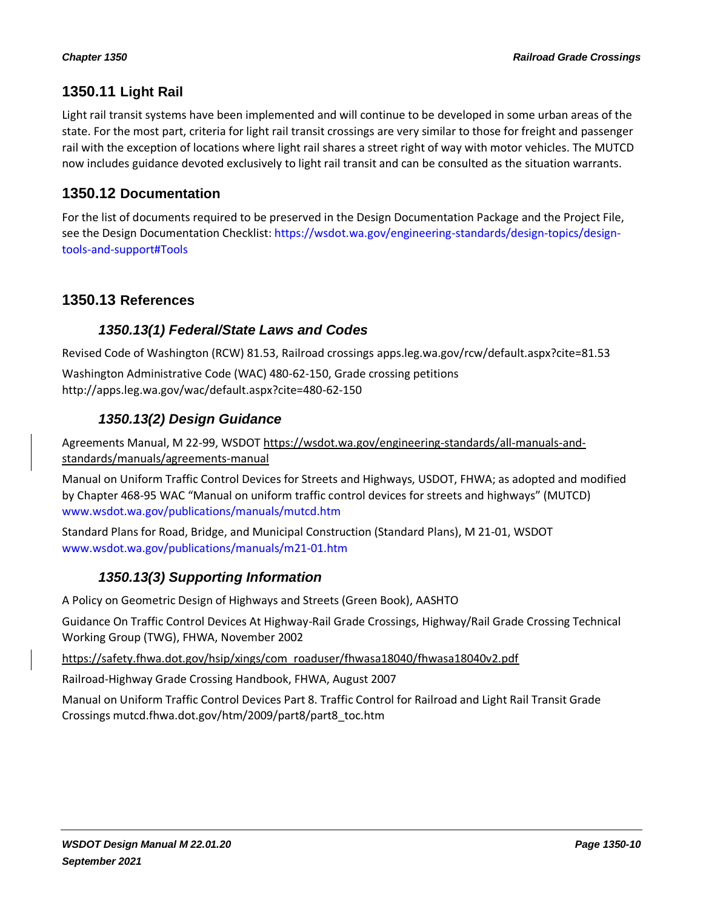## 1350.11 Light Rail

Light rail transit systems have been implemented and will continue to be developed in some urban areas of the state. For the most part, criteria for light rail transit crossings are very similar to those for freight and passenger rail with the exception of locations where light rail shares a street right of way with motor vehicles. The MUTCD now includes guidance devoted exclusively to light rail transit and can be consulted as the situation warrants.

## 1350.12 Documentation

For the list of documents required to be preserved in the Design Documentation Package and the Project File, see the Design Documentation Checklist: https://wsdot.wa.gov/engineering-standards/design-topics/design-tools-and-support#Tools

## 1350.13 References

### 1350.13(1) Federal/State Laws and Codes

Revised Code of Washington (RCW) 81.53, Railroad crossings apps.leg.wa.gov/rcw/default.aspx?cite=81.53

Washington Administrative Code (WAC) 480-62-150, Grade crossing petitions http://apps.leg.wa.gov/wac/default.aspx?cite=480-62-150

### 1350.13(2) Design Guidance

Agreements Manual, M 22-99, WSDOT https://wsdot.wa.gov/engineering-standards/all-manuals-and-standards/manuals/agreements-manual

Manual on Uniform Traffic Control Devices for Streets and Highways, USDOT, FHWA; as adopted and modified by Chapter 468-95 WAC "Manual on uniform traffic control devices for streets and highways" (MUTCD) www.wsdot.wa.gov/publications/manuals/mutcd.htm

Standard Plans for Road, Bridge, and Municipal Construction (Standard Plans), M 21-01, WSDOT www.wsdot.wa.gov/publications/manuals/m21-01.htm

### 1350.13(3) Supporting Information

A Policy on Geometric Design of Highways and Streets (Green Book), AASHTO

Guidance On Traffic Control Devices At Highway-Rail Grade Crossings, Highway/Rail Grade Crossing Technical Working Group (TWG), FHWA, November 2002

https://safety.fhwa.dot.gov/hsip/xings/com_roaduser/fhwasa18040/fhwasa18040v2.pdf

Railroad-Highway Grade Crossing Handbook, FHWA, August 2007

Manual on Uniform Traffic Control Devices Part 8. Traffic Control for Railroad and Light Rail Transit Grade Crossings mutcd.fhwa.dot.gov/htm/2009/part8/part8_toc.htm